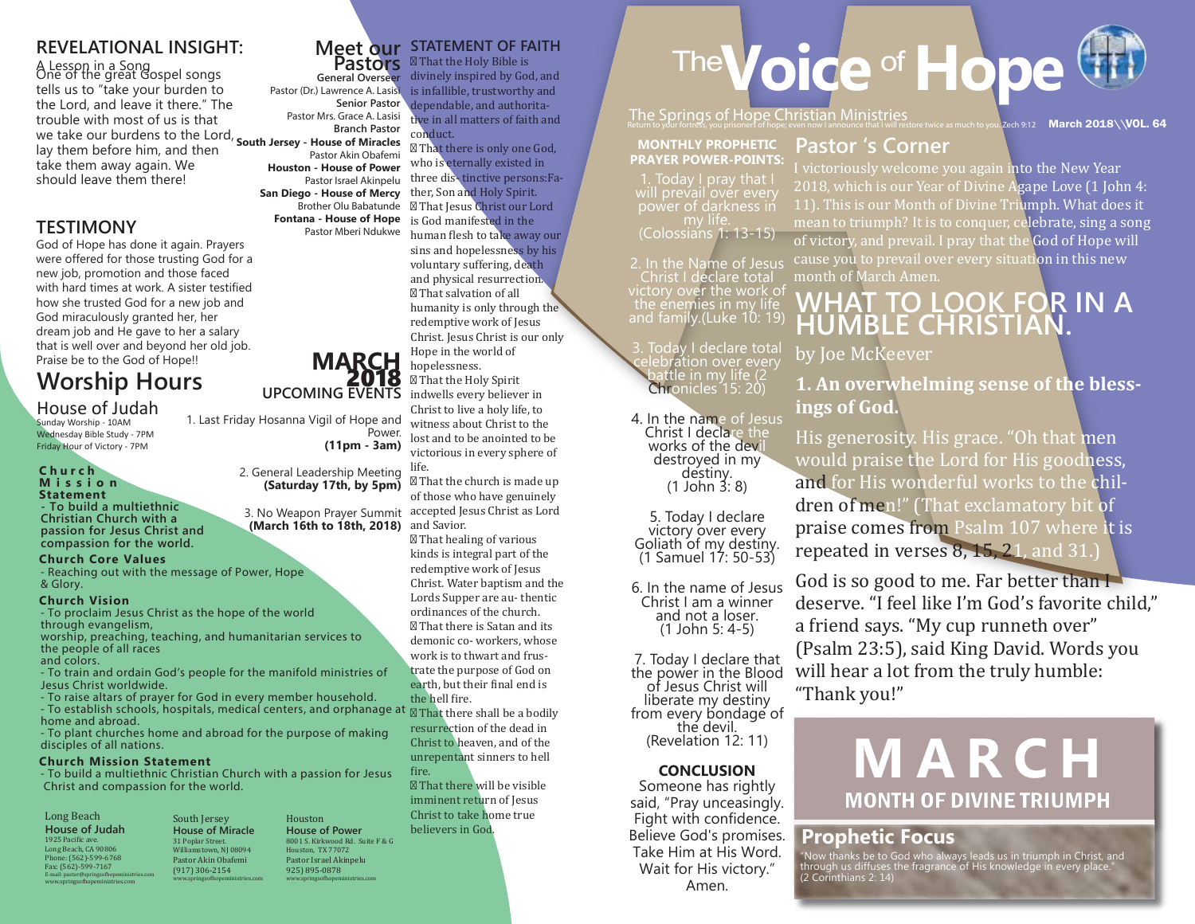# The Voice of Hope

## The Springs of Hope Christian Ministries

Return to your fortress, you prisoners of hope; even now I announce that I will restore twice as much to you. Zech 9:12

**March 2018\\VOL. 64**

## REVELATIONAL INSIGHT:

A Lesson in a Song

One of the great Gospel songs tells us to "take your burden to the Lord, and leave it there." The trouble with most of us is that we take our burdens to the Lord, lay them before him, and then take them away again. We should leave them there!

## TESTIMONY

God of Hope has done it again. Prayers were offered for those trusting God for a new job, promotion and those faced with hard times at work. A sister testified how she trusted God for a new job and God miraculously granted her, her dream job and He gave to her a salary that is well over and beyond her old job. Praise be to the God of Hope!!

## Worship Hours

### House of Judah

Sunday Worship - 10AM
Wednesday Bible Study - 7PM
Friday Hour of Victory - 7PM

**Church Mission Statement**
- To build a multiethnic Christian Church with a passion for Jesus Christ and compassion for the world.

**Church Core Values**
- Reaching out with the message of Power, Hope & Glory.

**Church Vision**
- To proclaim Jesus Christ as the hope of the world through evangelism, worship, preaching, teaching, and humanitarian services to the people of all races and colors.
- To train and ordain God's people for the manifold ministries of Jesus Christ worldwide.
- To raise altars of prayer for God in every member household.
- To establish schools, hospitals, medical centers, and orphanage at home and abroad.
- To plant churches home and abroad for the purpose of making disciples of all nations.

**Church Mission Statement**
- To build a multiethnic Christian Church with a passion for Jesus Christ and compassion for the world.

Long Beach
**House of Judah**
1925 Pacific ave.
Long Beach, CA 90806
Phone: (562)-599-6768
Fax: (562)-599-7167
E-mail: pastor@springsofhopeministries.com
www.springsofhopeministries.com

South Jersey
**House of Miracle**
31 Poplar Street.
Williamstown, NJ 08094
Pastor Akin Obafemi
(917) 306-2154
www.springsofhopeministries.com

Houston
**House of Power**
8001 S. Kirkwood Rd. Suite F & G
Houston, TX 77072
Pastor Israel Akinpelu
925) 895-0878
www.springsofhopeministries.com

## Meet our Pastors

**General Overseer**
Pastor (Dr.) Lawrence A. Lasisi

**Senior Pastor**
Pastor Mrs. Grace A. Lasisi

**Branch Pastor**

**South Jersey - House of Miracles**
Pastor Akin Obafemi

**Houston - House of Power**
Pastor Israel Akinpelu

**San Diego - House of Mercy**
Brother Olu Babatunde

**Fontana - House of Hope**
Pastor Mberi Ndukwe

## MARCH 2018 UPCOMING EVENTS

1. Last Friday Hosanna Vigil of Hope and Power. **(11pm - 3am)**
2. General Leadership Meeting **(Saturday 17th, by 5pm)**
3. No Weapon Prayer Summit **(March 16th to 18th, 2018)**

## STATEMENT OF FAITH

- That the Holy Bible is divinely inspired by God, and is infallible, trustworthy and dependable, and authoritative in all matters of faith and conduct.
- That there is only one God, who is eternally existed in three distinctive persons:Father, Son and Holy Spirit.
- That Jesus Christ our Lord is God manifested in the human flesh to take away our sins and hopelessness by his voluntary suffering, death and physical resurrection.
- That salvation of all humanity is only through the redemptive work of Jesus Christ. Jesus Christ is our only Hope in the world of hopelessness.
- That the Holy Spirit indwells every believer in Christ to live a holy life, to witness about Christ to the lost and to be anointed to be victorious in every sphere of life.
- That the church is made up of those who have genuinely accepted Jesus Christ as Lord and Savior.
- That healing of various kinds is integral part of the redemptive work of Jesus Christ. Water baptism and the Lords Supper are au- thentic ordinances of the church.
- That there is Satan and its demonic co- workers, whose work is to thwart and frustrate the purpose of God on earth, but their final end is the hell fire.
- That there shall be a bodily resurrection of the dead in Christ to heaven, and of the unrepentant sinners to hell fire.
- That there will be visible imminent return of Jesus Christ to take home true believers in God.

## MONTHLY PROPHETIC PRAYER POWER-POINTS:

1. Today I pray that I will prevail over every power of darkness in my life. (Colossians 1: 13-15)
2. In the Name of Jesus Christ I declare total victory over the work of the enemies in my life and family.(Luke 10: 19)
3. Today I declare total celebration over every battle in my life (2 Chronicles 15: 20)
4. In the name of Jesus Christ I declare the works of the devil destroyed in my destiny. (1 John 3: 8)
5. Today I declare victory over every Goliath of my destiny. (1 Samuel 17: 50-53)
6. In the name of Jesus Christ I am a winner and not a loser. (1 John 5: 4-5)
7. Today I declare that the power in the Blood of Jesus Christ will liberate my destiny from every bondage of the devil. (Revelation 12: 11)

### CONCLUSION

Someone has rightly said, "Pray unceasingly. Fight with confidence. Believe God's promises. Take Him at His Word. Wait for His victory." Amen.

## Pastor 's Corner

I victoriously welcome you again into the New Year 2018, which is our Year of Divine Agape Love (1 John 4: 11). This is our Month of Divine Triumph. What does it mean to triumph? It is to conquer, celebrate, sing a song of victory, and prevail. I pray that the God of Hope will cause you to prevail over every situation in this new month of March Amen.

## WHAT TO LOOK FOR IN A HUMBLE CHRISTIAN.

by Joe McKeever

**1. An overwhelming sense of the blessings of God.**

His generosity. His grace. "Oh that men would praise the Lord for His goodness, and for His wonderful works to the children of men!" (That exclamatory bit of praise comes from Psalm 107 where it is repeated in verses 8, 15, 21, and 31.)

God is so good to me. Far better than I deserve. "I feel like I'm God's favorite child," a friend says. "My cup runneth over" (Psalm 23:5), said King David. Words you will hear a lot from the truly humble: "Thank you!"

## MARCH
### MONTH OF DIVINE TRIUMPH

## Prophetic Focus

"Now thanks be to God who always leads us in triumph in Christ, and through us diffuses the fragrance of His knowledge in every place." (2 Corinthians 2: 14)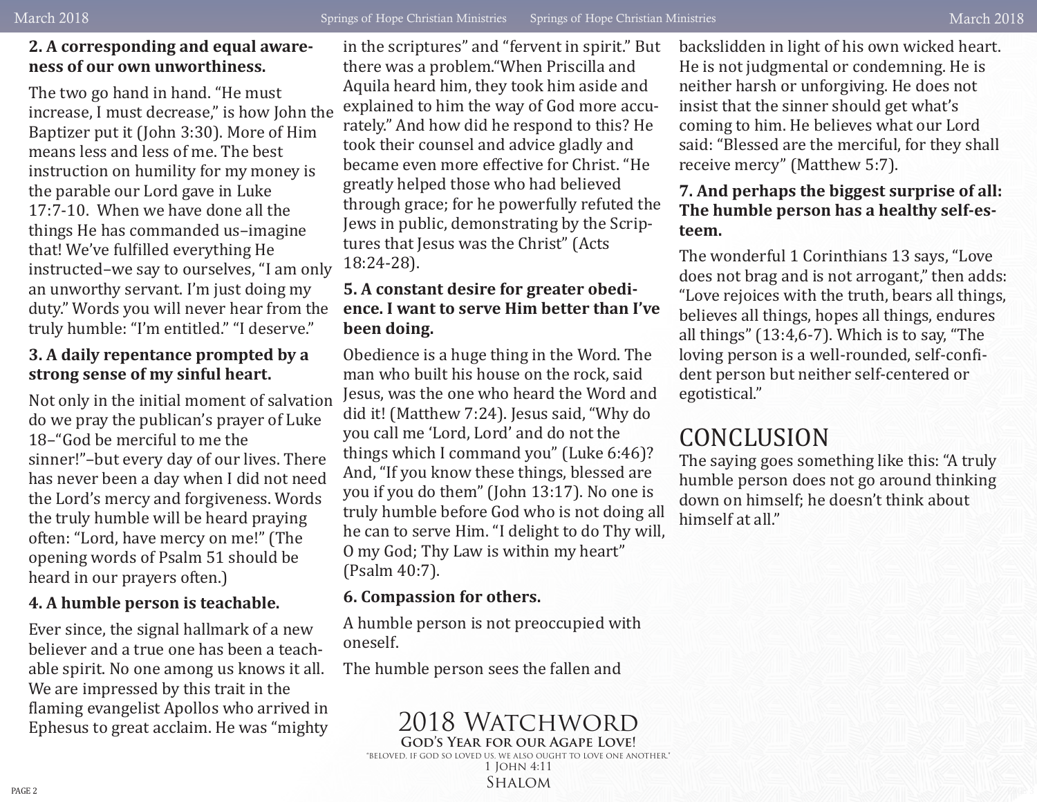**2. A corresponding and equal awareness of our own unworthiness.**

The two go hand in hand. "He must increase, I must decrease," is how John the Baptizer put it (John 3:30). More of Him means less and less of me. The best instruction on humility for my money is the parable our Lord gave in Luke 17:7-10. When we have done all the things He has commanded us–imagine that! We've fulfilled everything He instructed–we say to ourselves, "I am only an unworthy servant. I'm just doing my duty." Words you will never hear from the truly humble: "I'm entitled." "I deserve."

**3. A daily repentance prompted by a strong sense of my sinful heart.**

Not only in the initial moment of salvation do we pray the publican's prayer of Luke 18–"God be merciful to me the sinner!"–but every day of our lives. There has never been a day when I did not need the Lord's mercy and forgiveness. Words the truly humble will be heard praying often: "Lord, have mercy on me!" (The opening words of Psalm 51 should be heard in our prayers often.)

**4. A humble person is teachable.**

Ever since, the signal hallmark of a new believer and a true one has been a teachable spirit. No one among us knows it all. We are impressed by this trait in the flaming evangelist Apollos who arrived in Ephesus to great acclaim. He was "mighty in the scriptures" and "fervent in spirit." But there was a problem."When Priscilla and Aquila heard him, they took him aside and explained to him the way of God more accurately." And how did he respond to this? He took their counsel and advice gladly and became even more effective for Christ. "He greatly helped those who had believed through grace; for he powerfully refuted the Jews in public, demonstrating by the Scriptures that Jesus was the Christ" (Acts 18:24-28).

**5. A constant desire for greater obedience. I want to serve Him better than I've been doing.**

Obedience is a huge thing in the Word. The man who built his house on the rock, said Jesus, was the one who heard the Word and did it! (Matthew 7:24). Jesus said, "Why do you call me 'Lord, Lord' and do not the things which I command you" (Luke 6:46)? And, "If you know these things, blessed are you if you do them" (John 13:17). No one is truly humble before God who is not doing all he can to serve Him. "I delight to do Thy will, O my God; Thy Law is within my heart" (Psalm 40:7).

**6. Compassion for others.**

A humble person is not preoccupied with oneself.

The humble person sees the fallen and backslidden in light of his own wicked heart. He is not judgmental or condemning. He is neither harsh or unforgiving. He does not insist that the sinner should get what's coming to him. He believes what our Lord said: "Blessed are the merciful, for they shall receive mercy" (Matthew 5:7).

**7. And perhaps the biggest surprise of all: The humble person has a healthy self-esteem.**

The wonderful 1 Corinthians 13 says, "Love does not brag and is not arrogant," then adds: "Love rejoices with the truth, bears all things, believes all things, hopes all things, endures all things" (13:4,6-7). Which is to say, "The loving person is a well-rounded, self-confident person but neither self-centered or egotistical."

## CONCLUSION

The saying goes something like this: "A truly humble person does not go around thinking down on himself; he doesn't think about himself at all."

2018 Watchword
God's Year for our Agape Love!
"Beloved, if God so loved us, we also ought to love one another."
1 John 4:11
Shalom